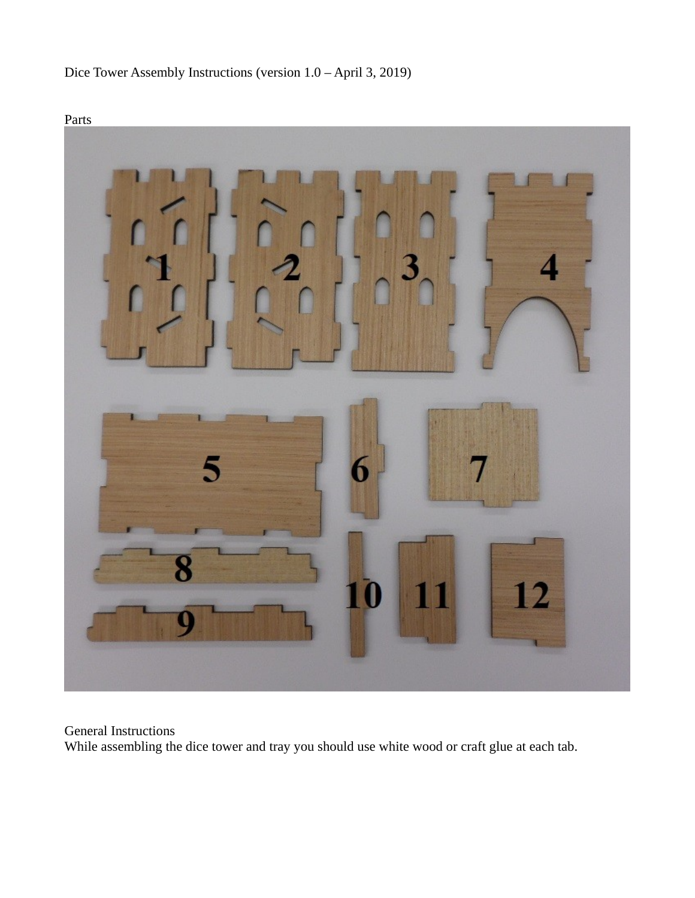Dice Tower Assembly Instructions (version 1.0 – April 3, 2019)

Parts

General Instructions

While assembling the dice tower and tray you should use white wood or craft glue at each tab.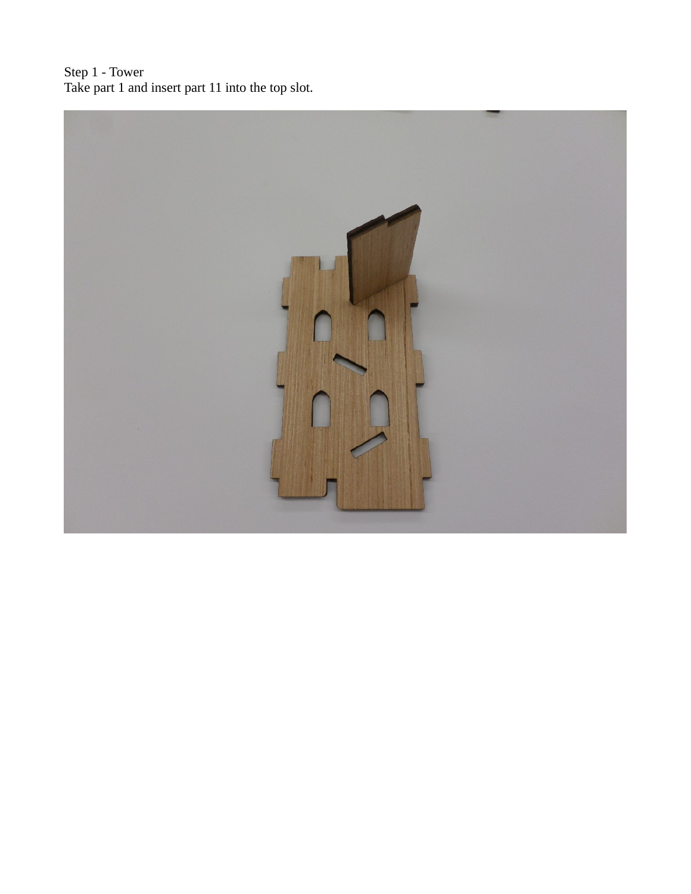Step 1 - Tower
Take part 1 and insert part 11 into the top slot.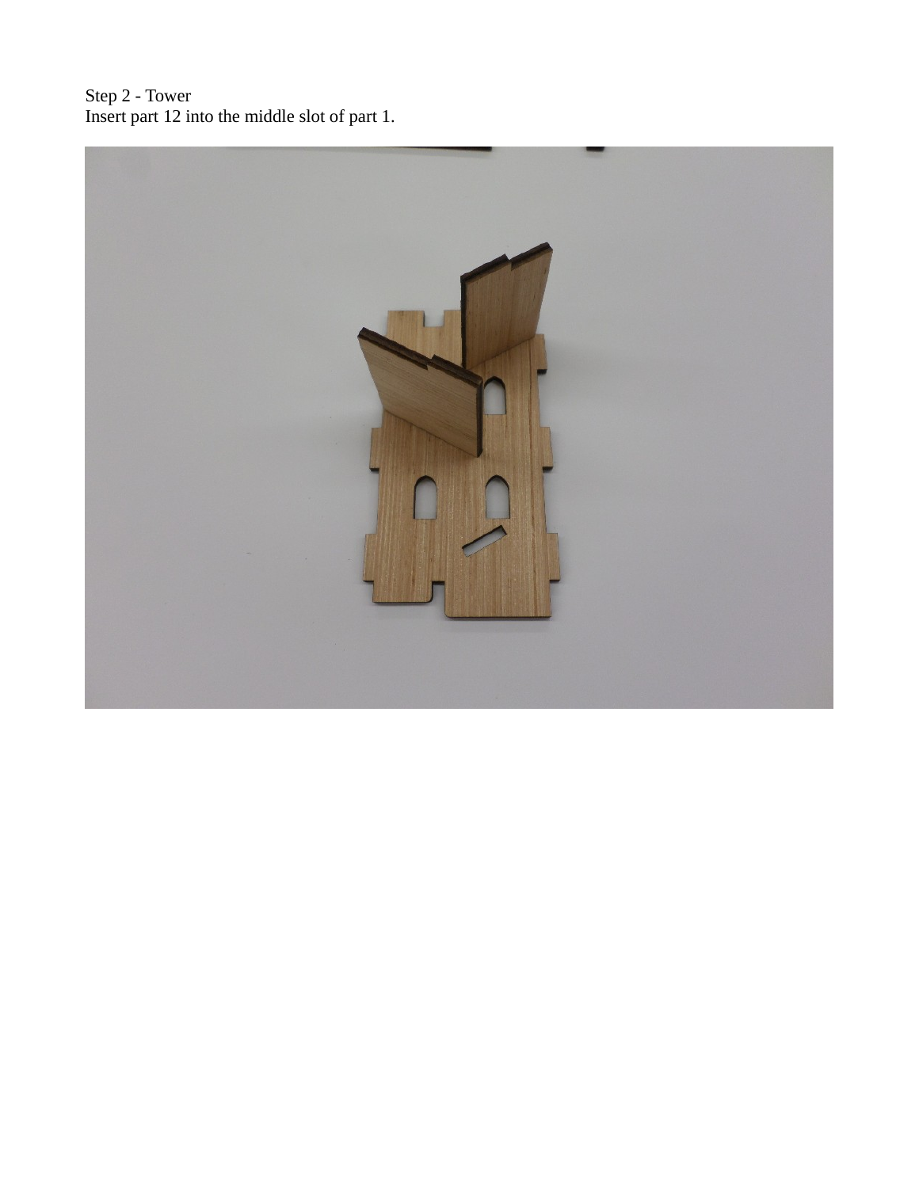Step 2 - Tower

Insert part 12 into the middle slot of part 1.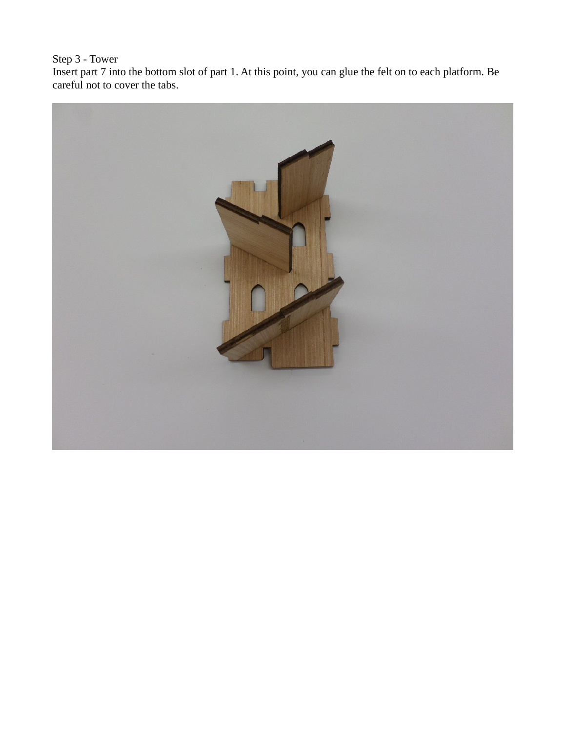Step 3 - Tower

Insert part 7 into the bottom slot of part 1. At this point, you can glue the felt on to each platform. Be careful not to cover the tabs.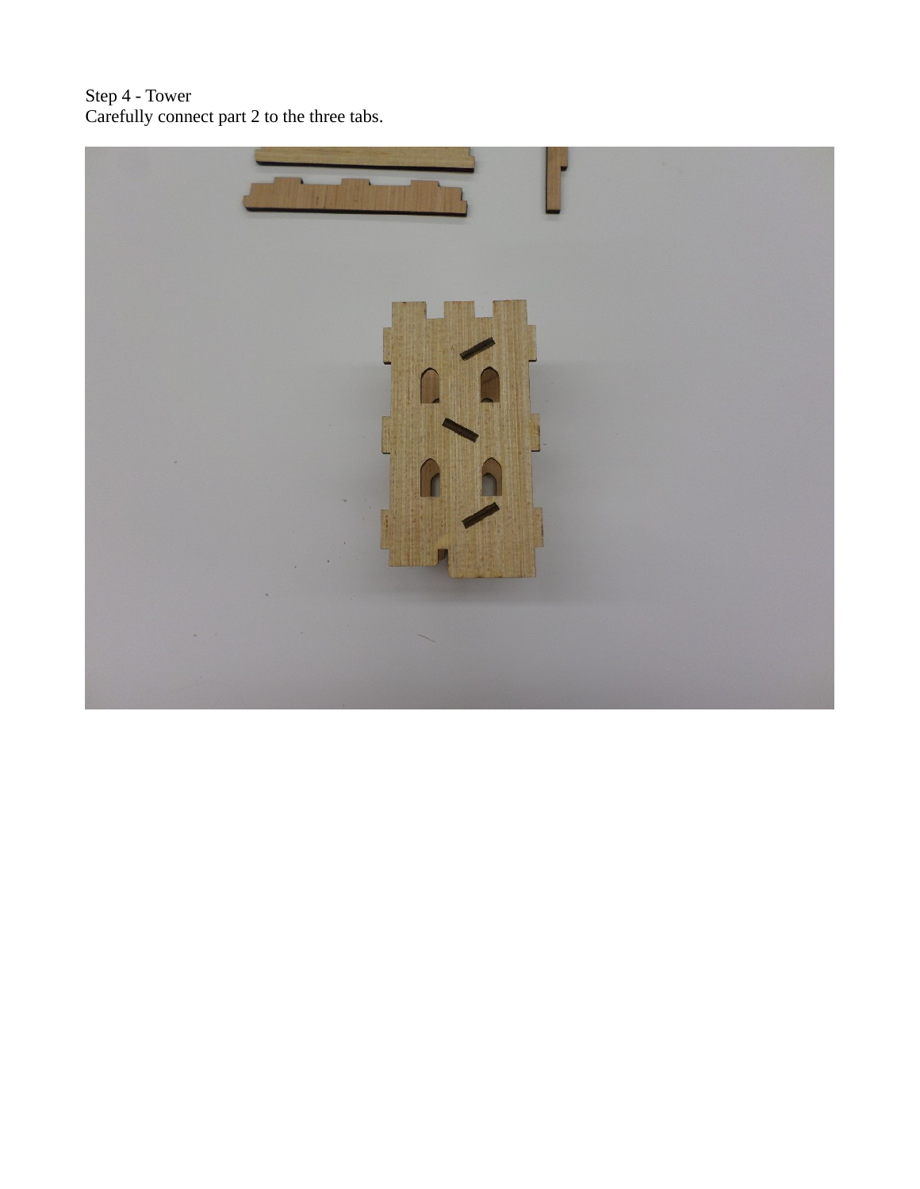Step 4 - Tower

Carefully connect part 2 to the three tabs.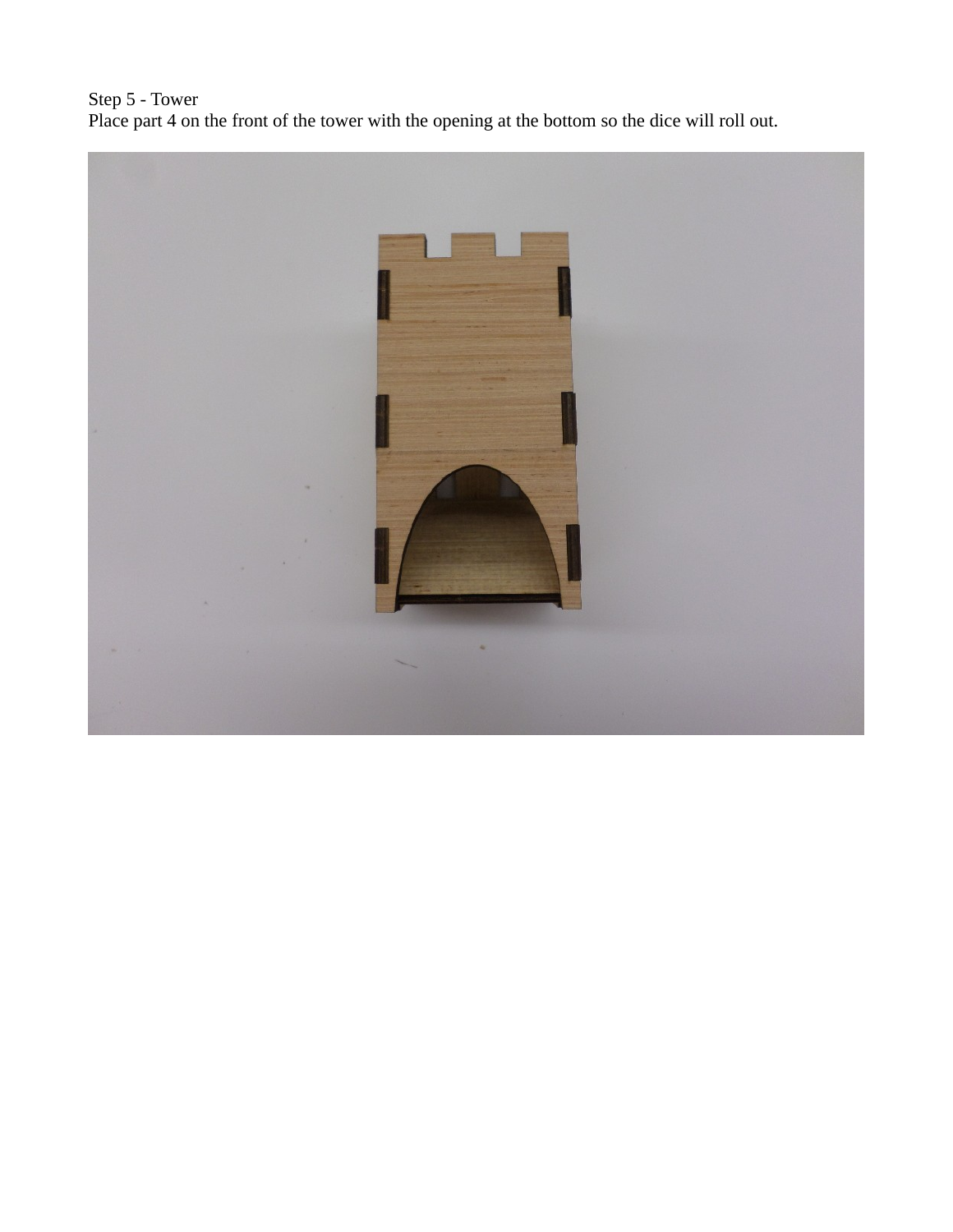Step 5 - Tower
Place part 4 on the front of the tower with the opening at the bottom so the dice will roll out.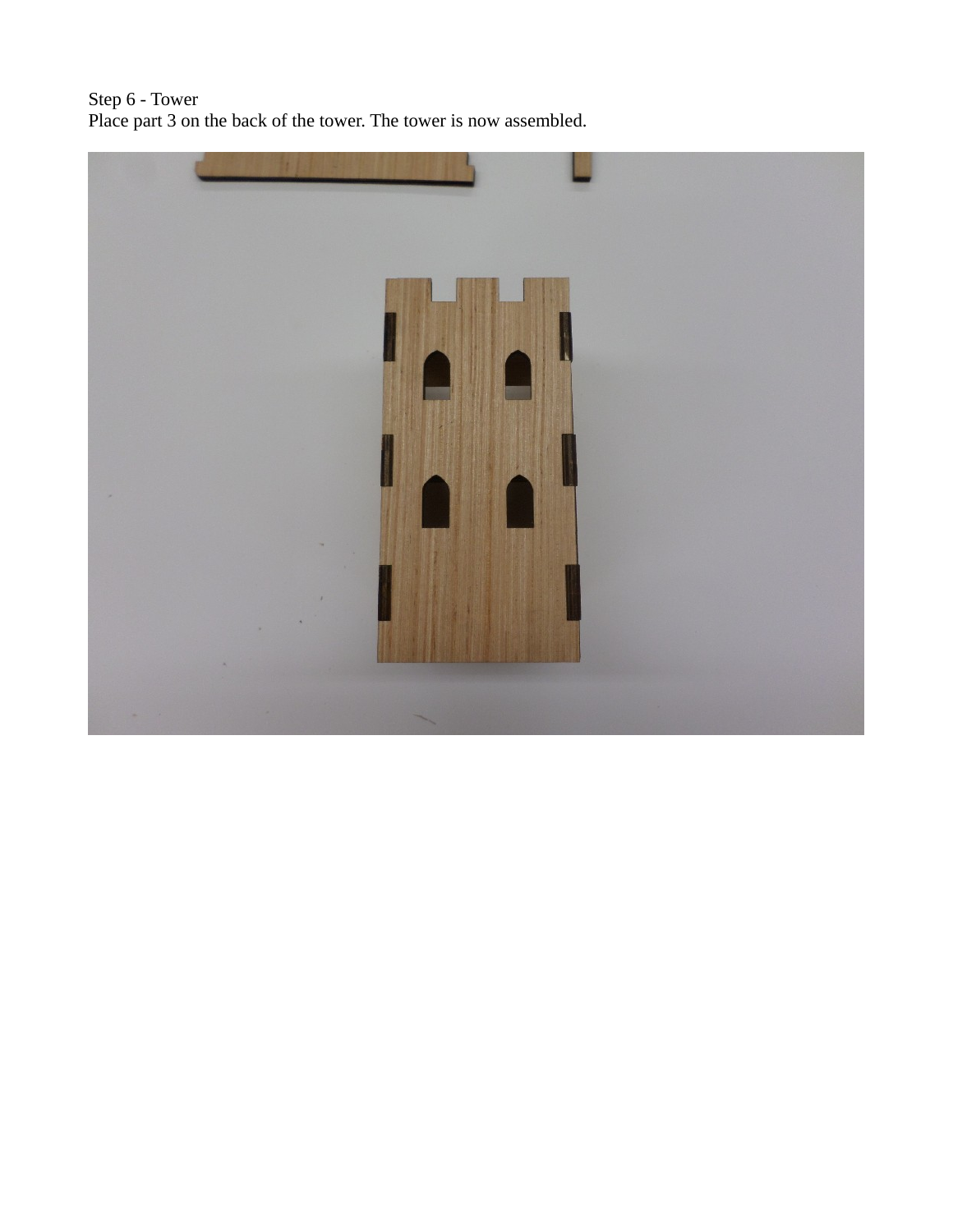Step 6 - Tower
Place part 3 on the back of the tower. The tower is now assembled.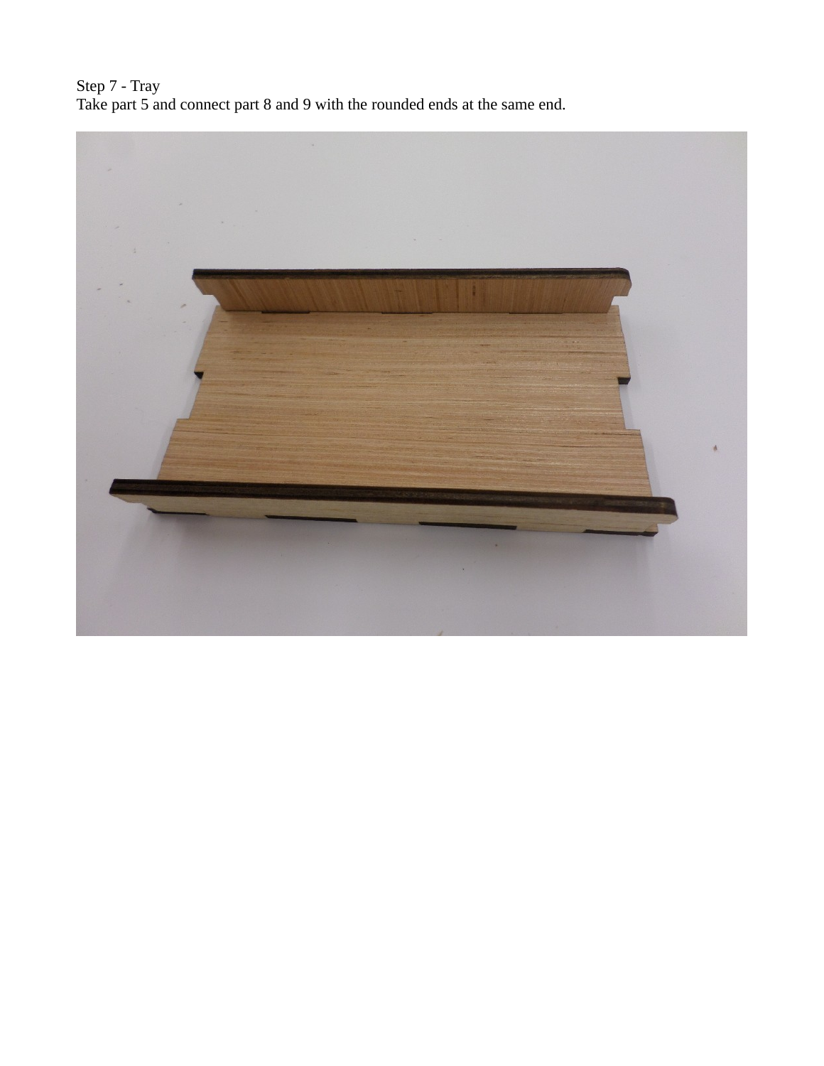Step 7 - Tray
Take part 5 and connect part 8 and 9 with the rounded ends at the same end.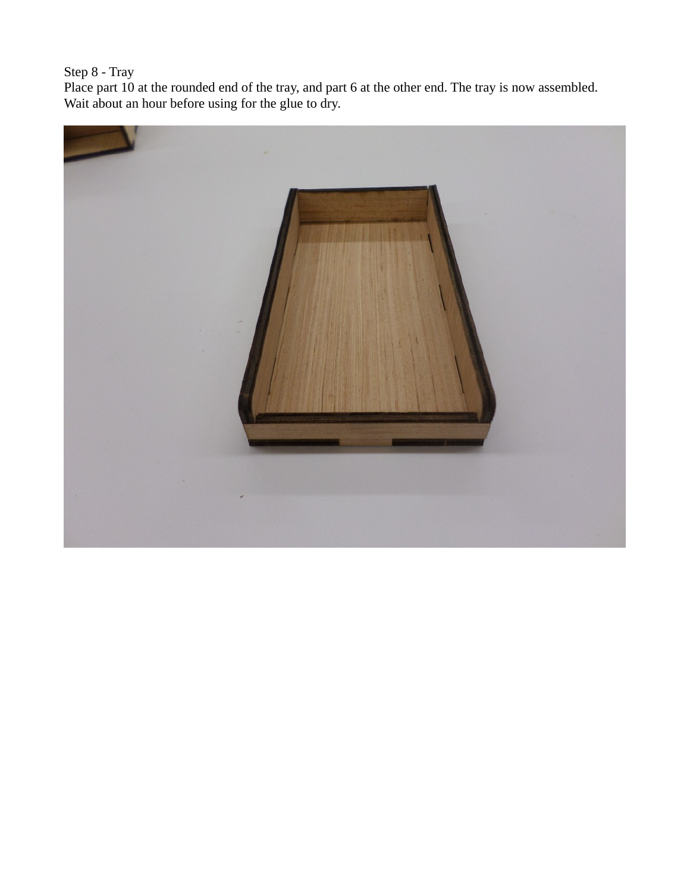Step 8 - Tray

Place part 10 at the rounded end of the tray, and part 6 at the other end. The tray is now assembled. Wait about an hour before using for the glue to dry.